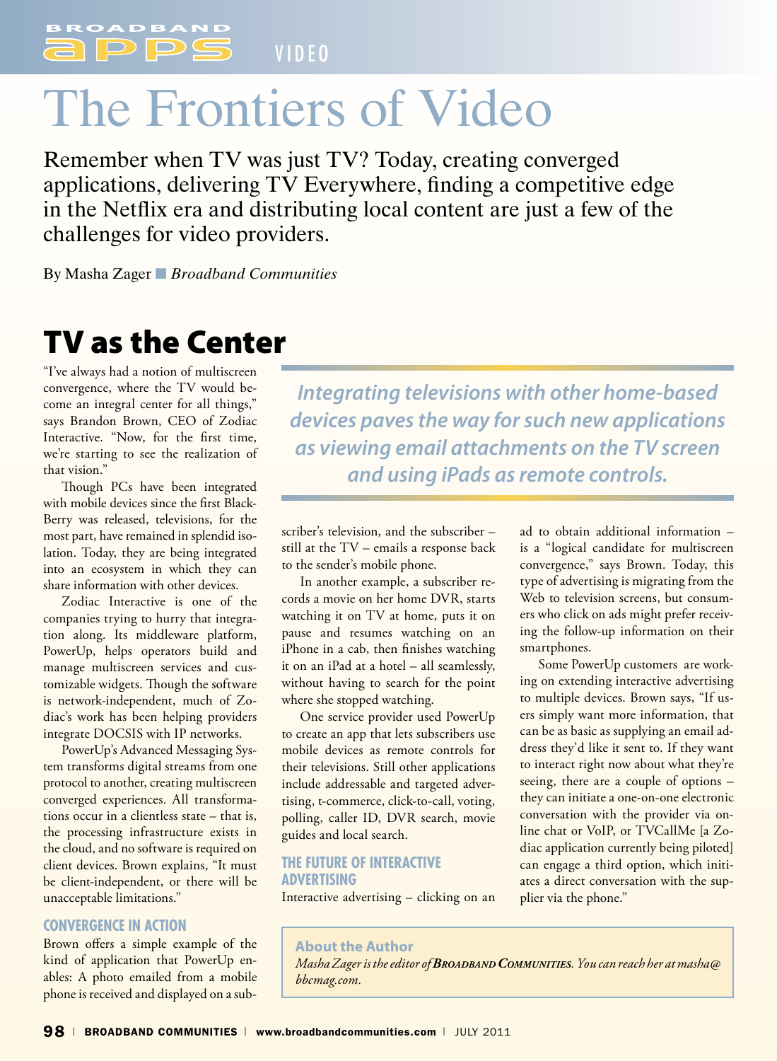# The Frontiers of Video

Remember when TV was just TV? Today, creating converged applications, delivering TV Everywhere, finding a competitive edge in the Netflix era and distributing local content are just a few of the challenges for video providers.

By Masha Zager ■ *Broadband Communities*

## TV as the Center

"I've always had a notion of multiscreen convergence, where the TV would become an integral center for all things," says Brandon Brown, CEO of Zodiac Interactive. "Now, for the first time, we're starting to see the realization of that vision."

Though PCs have been integrated with mobile devices since the first BlackBerry was released, televisions, for the most part, have remained in splendid isolation. Today, they are being integrated into an ecosystem in which they can share information with other devices.

Zodiac Interactive is one of the companies trying to hurry that integration along. Its middleware platform, PowerUp, helps operators build and manage multiscreen services and customizable widgets. Though the software is network-independent, much of Zodiac's work has been helping providers integrate DOCSIS with IP networks.

PowerUp's Advanced Messaging System transforms digital streams from one protocol to another, creating multiscreen converged experiences. All transformations occur in a clientless state – that is, the processing infrastructure exists in the cloud, and no software is required on client devices. Brown explains, "It must be client-independent, or there will be unacceptable limitations."

*Integrating televisions with other home-based devices paves the way for such new applications as viewing email attachments on the TV screen and using iPads as remote controls.*

### CONVERGENCE IN ACTION

Brown offers a simple example of the kind of application that PowerUp enables: A photo emailed from a mobile phone is received and displayed on a subscriber's television, and the subscriber – still at the TV – emails a response back to the sender's mobile phone.

In another example, a subscriber records a movie on her home DVR, starts watching it on TV at home, puts it on pause and resumes watching on an iPhone in a cab, then finishes watching it on an iPad at a hotel – all seamlessly, without having to search for the point where she stopped watching.

One service provider used PowerUp to create an app that lets subscribers use mobile devices as remote controls for their televisions. Still other applications include addressable and targeted advertising, t-commerce, click-to-call, voting, polling, caller ID, DVR search, movie guides and local search.

### THE FUTURE OF INTERACTIVE ADVERTISING

Interactive advertising – clicking on an ad to obtain additional information – is a "logical candidate for multiscreen convergence," says Brown. Today, this type of advertising is migrating from the Web to television screens, but consumers who click on ads might prefer receiving the follow-up information on their smartphones.

Some PowerUp customers are working on extending interactive advertising to multiple devices. Brown says, "If users simply want more information, that can be as basic as supplying an email address they'd like it sent to. If they want to interact right now about what they're seeing, there are a couple of options – they can initiate a one-on-one electronic conversation with the provider via online chat or VoIP, or TVCallMe [a Zodiac application currently being piloted] can engage a third option, which initiates a direct conversation with the supplier via the phone."

**About the Author**

*Masha Zager is the editor of* ***Broadband Communities****. You can reach her at masha@bbcmag.com.*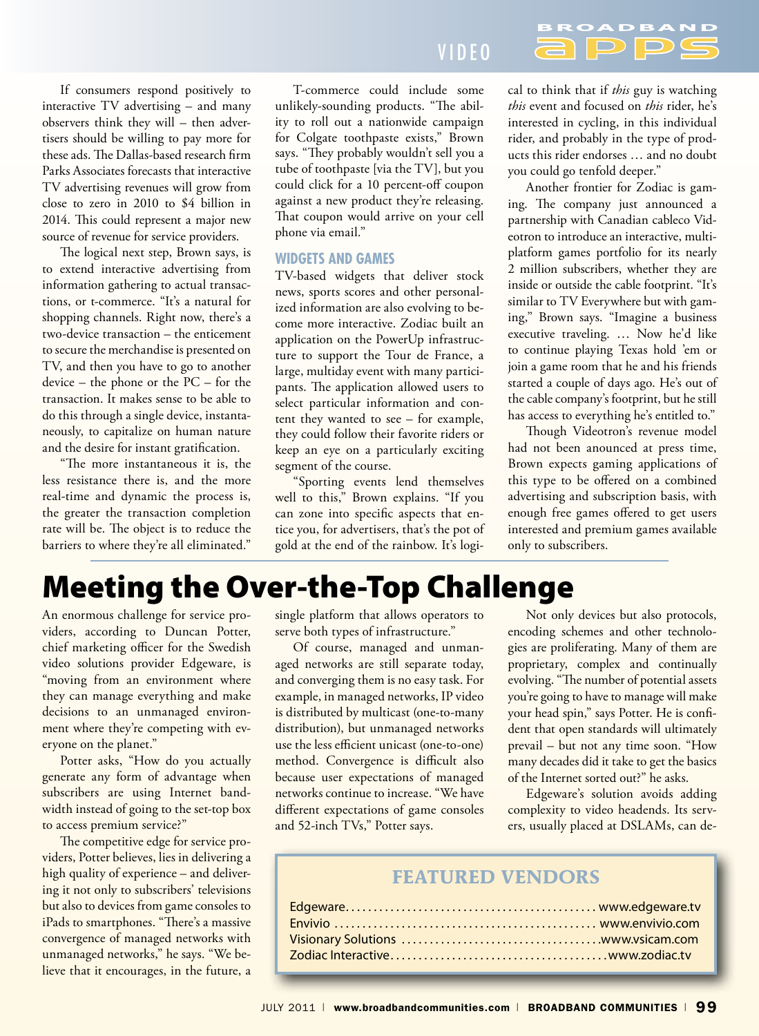If consumers respond positively to interactive TV advertising – and many observers think they will – then advertisers should be willing to pay more for these ads. The Dallas-based research firm Parks Associates forecasts that interactive TV advertising revenues will grow from close to zero in 2010 to $4 billion in 2014. This could represent a major new source of revenue for service providers.

The logical next step, Brown says, is to extend interactive advertising from information gathering to actual transactions, or t-commerce. "It's a natural for shopping channels. Right now, there's a two-device transaction – the enticement to secure the merchandise is presented on TV, and then you have to go to another device – the phone or the PC – for the transaction. It makes sense to be able to do this through a single device, instantaneously, to capitalize on human nature and the desire for instant gratification.

"The more instantaneous it is, the less resistance there is, and the more real-time and dynamic the process is, the greater the transaction completion rate will be. The object is to reduce the barriers to where they're all eliminated."

T-commerce could include some unlikely-sounding products. "The ability to roll out a nationwide campaign for Colgate toothpaste exists," Brown says. "They probably wouldn't sell you a tube of toothpaste [via the TV], but you could click for a 10 percent-off coupon against a new product they're releasing. That coupon would arrive on your cell phone via email."

### WIDGETS AND GAMES

TV-based widgets that deliver stock news, sports scores and other personalized information are also evolving to become more interactive. Zodiac built an application on the PowerUp infrastructure to support the Tour de France, a large, multiday event with many participants. The application allowed users to select particular information and content they wanted to see – for example, they could follow their favorite riders or keep an eye on a particularly exciting segment of the course.

"Sporting events lend themselves well to this," Brown explains. "If you can zone into specific aspects that entice you, for advertisers, that's the pot of gold at the end of the rainbow. It's logical to think that if *this* guy is watching *this* event and focused on *this* rider, he's interested in cycling, in this individual rider, and probably in the type of products this rider endorses … and no doubt you could go tenfold deeper."

Another frontier for Zodiac is gaming. The company just announced a partnership with Canadian cableco Videotron to introduce an interactive, multiplatform games portfolio for its nearly 2 million subscribers, whether they are inside or outside the cable footprint. "It's similar to TV Everywhere but with gaming," Brown says. "Imagine a business executive traveling. … Now he'd like to continue playing Texas hold 'em or join a game room that he and his friends started a couple of days ago. He's out of the cable company's footprint, but he still has access to everything he's entitled to."

Though Videotron's revenue model had not been anounced at press time, Brown expects gaming applications of this type to be offered on a combined advertising and subscription basis, with enough free games offered to get users interested and premium games available only to subscribers.

# Meeting the Over-the-Top Challenge

An enormous challenge for service providers, according to Duncan Potter, chief marketing officer for the Swedish video solutions provider Edgeware, is "moving from an environment where they can manage everything and make decisions to an unmanaged environment where they're competing with everyone on the planet."

Potter asks, "How do you actually generate any form of advantage when subscribers are using Internet bandwidth instead of going to the set-top box to access premium service?"

The competitive edge for service providers, Potter believes, lies in delivering a high quality of experience – and delivering it not only to subscribers' televisions but also to devices from game consoles to iPads to smartphones. "There's a massive convergence of managed networks with unmanaged networks," he says. "We believe that it encourages, in the future, a single platform that allows operators to serve both types of infrastructure."

Of course, managed and unmanaged networks are still separate today, and converging them is no easy task. For example, in managed networks, IP video is distributed by multicast (one-to-many distribution), but unmanaged networks use the less efficient unicast (one-to-one) method. Convergence is difficult also because user expectations of managed networks continue to increase. "We have different expectations of game consoles and 52-inch TVs," Potter says.

Not only devices but also protocols, encoding schemes and other technologies are proliferating. Many of them are proprietary, complex and continually evolving. "The number of potential assets you're going to have to manage will make your head spin," says Potter. He is confident that open standards will ultimately prevail – but not any time soon. "How many decades did it take to get the basics of the Internet sorted out?" he asks.

Edgeware's solution avoids adding complexity to video headends. Its servers, usually placed at DSLAMs, can de-

## FEATURED VENDORS

Edgeware........................................... www.edgeware.tv
Envivio ............................................. www.envivio.com
Visionary Solutions ................................... www.vsicam.com
Zodiac Interactive...................................... www.zodiac.tv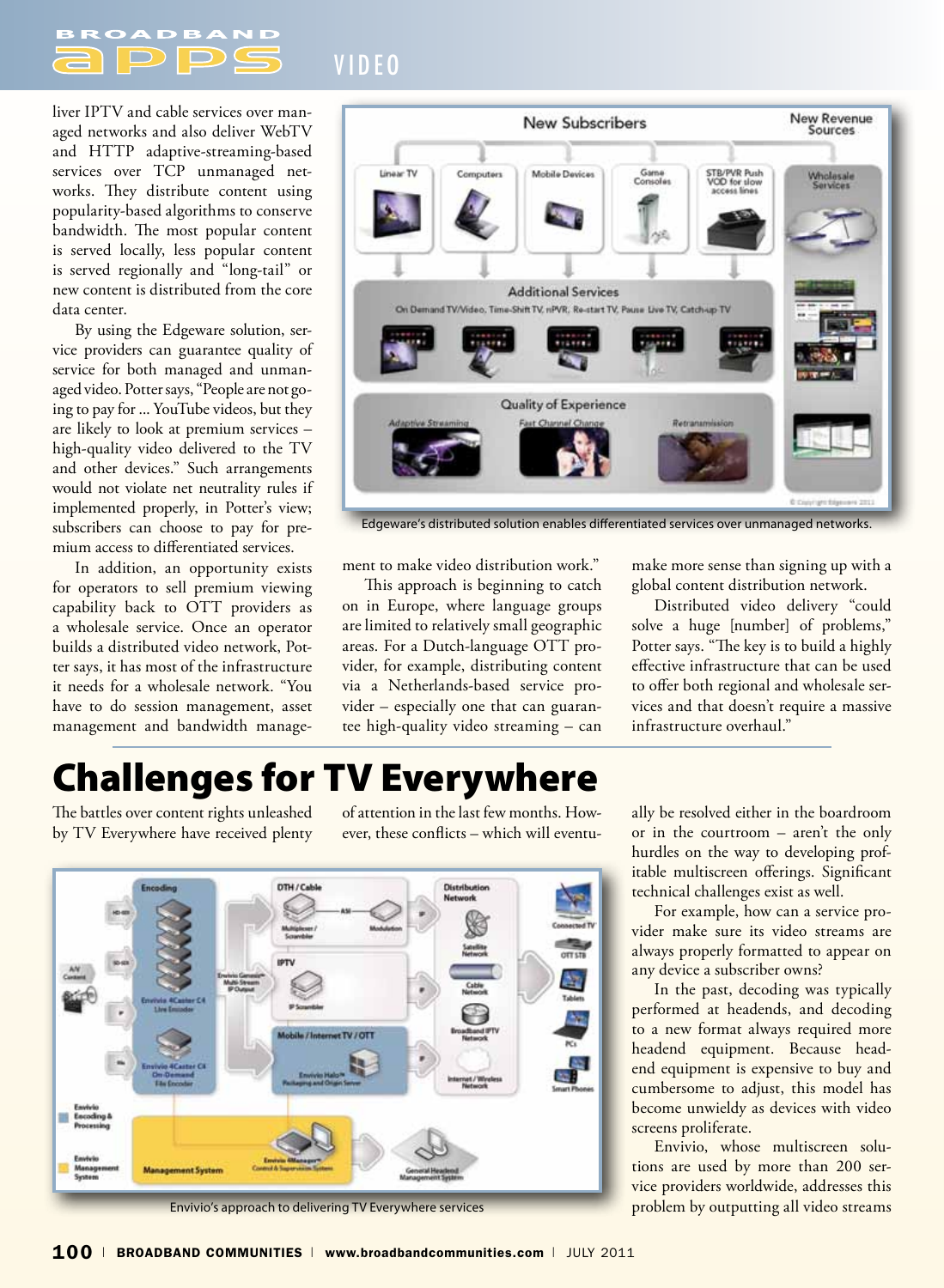liver IPTV and cable services over managed networks and also deliver WebTV and HTTP adaptive-streaming-based services over TCP unmanaged networks. They distribute content using popularity-based algorithms to conserve bandwidth. The most popular content is served locally, less popular content is served regionally and "long-tail" or new content is distributed from the core data center.

By using the Edgeware solution, service providers can guarantee quality of service for both managed and unmanaged video. Potter says, "People are not going to pay for ... YouTube videos, but they are likely to look at premium services – high-quality video delivered to the TV and other devices." Such arrangements would not violate net neutrality rules if implemented properly, in Potter's view; subscribers can choose to pay for premium access to differentiated services.

In addition, an opportunity exists for operators to sell premium viewing capability back to OTT providers as a wholesale service. Once an operator builds a distributed video network, Potter says, it has most of the infrastructure it needs for a wholesale network. "You have to do session management, asset management and bandwidth management to make video distribution work."

This approach is beginning to catch on in Europe, where language groups are limited to relatively small geographic areas. For a Dutch-language OTT provider, for example, distributing content via a Netherlands-based service provider – especially one that can guarantee high-quality video streaming – can make more sense than signing up with a global content distribution network.

Distributed video delivery "could solve a huge [number] of problems," Potter says. "The key is to build a highly effective infrastructure that can be used to offer both regional and wholesale services and that doesn't require a massive infrastructure overhaul."

Edgeware's distributed solution enables differentiated services over unmanaged networks.

# Challenges for TV Everywhere

The battles over content rights unleashed by TV Everywhere have received plenty of attention in the last few months. However, these conflicts – which will eventually be resolved either in the boardroom or in the courtroom – aren't the only hurdles on the way to developing profitable multiscreen offerings. Significant technical challenges exist as well.

For example, how can a service provider make sure its video streams are always properly formatted to appear on any device a subscriber owns?

In the past, decoding was typically performed at headends, and decoding to a new format always required more headend equipment. Because headend equipment is expensive to buy and cumbersome to adjust, this model has become unwieldy as devices with video screens proliferate.

Envivio, whose multiscreen solutions are used by more than 200 service providers worldwide, addresses this problem by outputting all video streams

Envivio's approach to delivering TV Everywhere services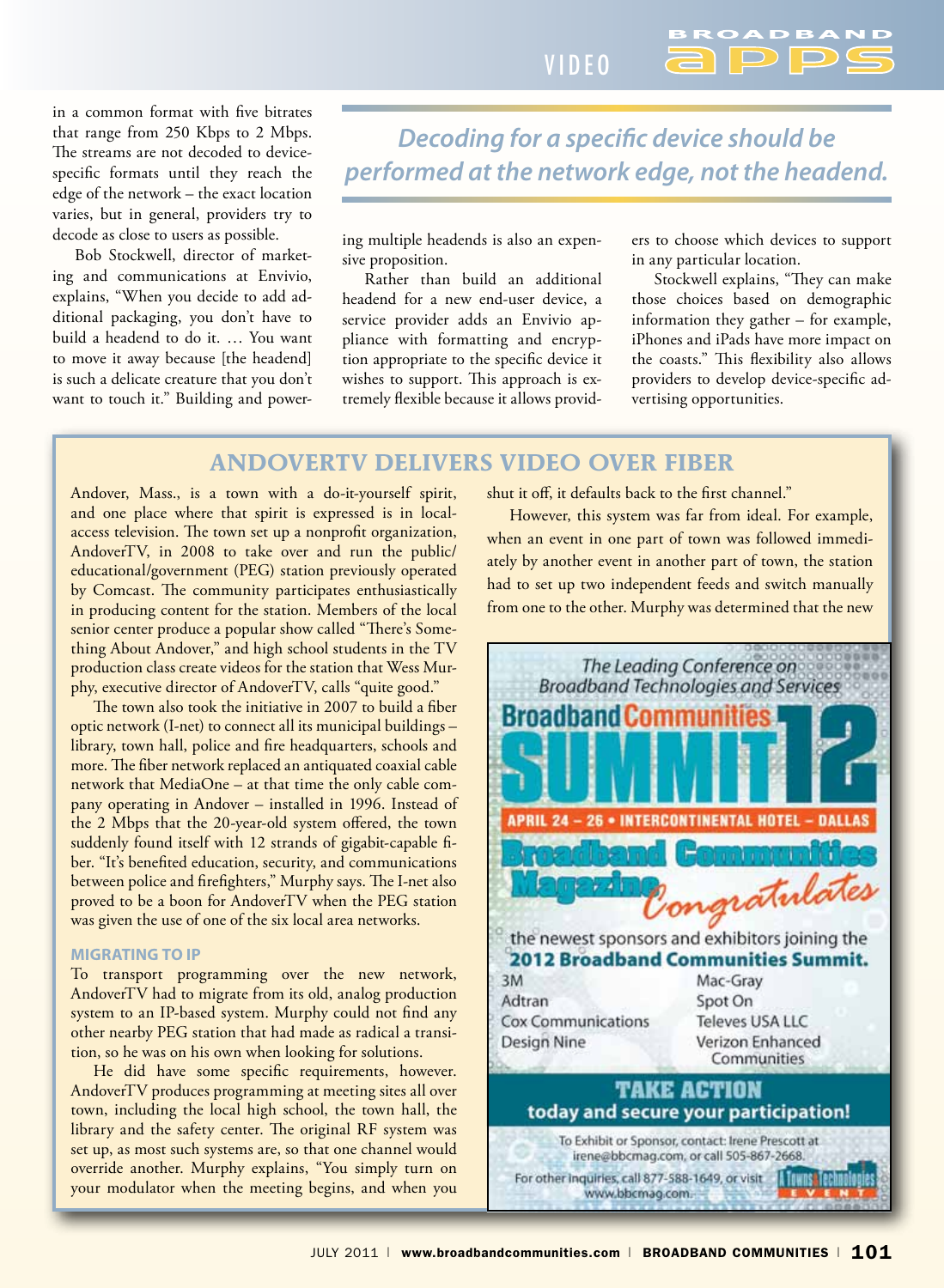in a common format with five bitrates that range from 250 Kbps to 2 Mbps. The streams are not decoded to device-specific formats until they reach the edge of the network – the exact location varies, but in general, providers try to decode as close to users as possible.

Bob Stockwell, director of marketing and communications at Envivio, explains, "When you decide to add additional packaging, you don't have to build a headend to do it. … You want to move it away because [the headend] is such a delicate creature that you don't want to touch it." Building and powering multiple headends is also an expensive proposition.

> *Decoding for a specific device should be performed at the network edge, not the headend.*

Rather than build an additional headend for a new end-user device, a service provider adds an Envivio appliance with formatting and encryption appropriate to the specific device it wishes to support. This approach is extremely flexible because it allows providers to choose which devices to support in any particular location.

Stockwell explains, "They can make those choices based on demographic information they gather – for example, iPhones and iPads have more impact on the coasts." This flexibility also allows providers to develop device-specific advertising opportunities.

## ANDOVERTV DELIVERS VIDEO OVER FIBER

Andover, Mass., is a town with a do-it-yourself spirit, and one place where that spirit is expressed is in local-access television. The town set up a nonprofit organization, AndoverTV, in 2008 to take over and run the public/educational/government (PEG) station previously operated by Comcast. The community participates enthusiastically in producing content for the station. Members of the local senior center produce a popular show called "There's Something About Andover," and high school students in the TV production class create videos for the station that Wess Murphy, executive director of AndoverTV, calls "quite good."

The town also took the initiative in 2007 to build a fiber optic network (I-net) to connect all its municipal buildings – library, town hall, police and fire headquarters, schools and more. The fiber network replaced an antiquated coaxial cable network that MediaOne – at that time the only cable company operating in Andover – installed in 1996. Instead of the 2 Mbps that the 20-year-old system offered, the town suddenly found itself with 12 strands of gigabit-capable fiber. "It's benefited education, security, and communications between police and firefighters," Murphy says. The I-net also proved to be a boon for AndoverTV when the PEG station was given the use of one of the six local area networks.

### MIGRATING TO IP

To transport programming over the new network, AndoverTV had to migrate from its old, analog production system to an IP-based system. Murphy could not find any other nearby PEG station that had made as radical a transition, so he was on his own when looking for solutions.

He did have some specific requirements, however. AndoverTV produces programming at meeting sites all over town, including the local high school, the town hall, the library and the safety center. The original RF system was set up, as most such systems are, so that one channel would override another. Murphy explains, "You simply turn on your modulator when the meeting begins, and when you shut it off, it defaults back to the first channel."

However, this system was far from ideal. For example, when an event in one part of town was followed immediately by another event in another part of town, the station had to set up two independent feeds and switch manually from one to the other. Murphy was determined that the new

The Leading Conference on Broadband Technologies and Services

**Broadband Communities SUMMIT 12**

APRIL 24 – 26 • INTERCONTINENTAL HOTEL – DALLAS

**Broadband Communities Magazine** *Congratulates* the newest sponsors and exhibitors joining the **2012 Broadband Communities Summit.**

- 3M
- Adtran
- Cox Communications
- Design Nine
- Mac-Gray
- Spot On
- Televes USA LLC
- Verizon Enhanced Communities

**TAKE ACTION today and secure your participation!**

To Exhibit or Sponsor, contact: Irene Prescott at irene@bbcmag.com, or call 505-867-2668.

For other inquiries, call 877-588-1649, or visit www.bbcmag.com.

A Towns & Technologies EVENT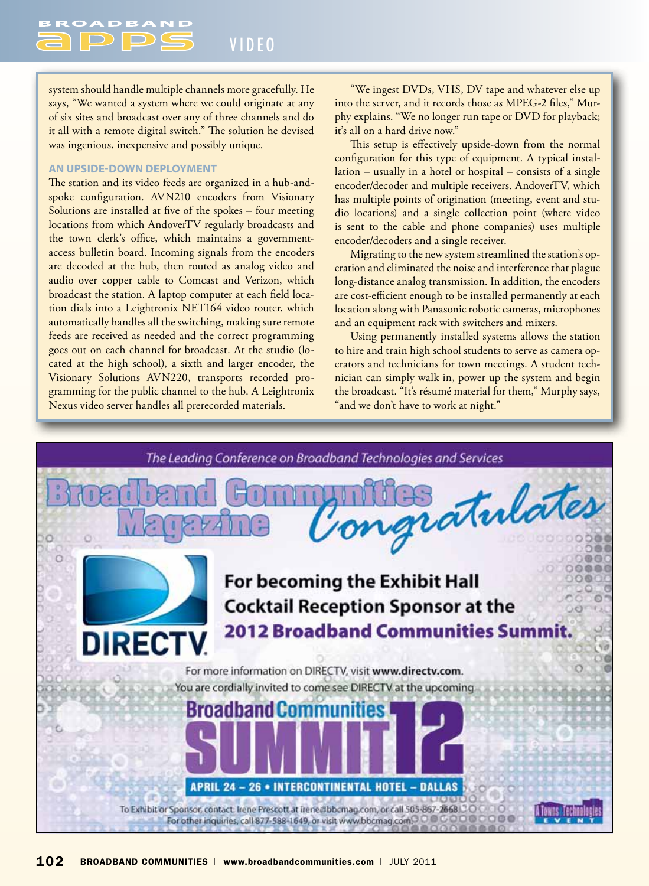system should handle multiple channels more gracefully. He says, "We wanted a system where we could originate at any of six sites and broadcast over any of three channels and do it all with a remote digital switch." The solution he devised was ingenious, inexpensive and possibly unique.

## AN UPSIDE-DOWN DEPLOYMENT

The station and its video feeds are organized in a hub-and-spoke configuration. AVN210 encoders from Visionary Solutions are installed at five of the spokes – four meeting locations from which AndoverTV regularly broadcasts and the town clerk's office, which maintains a government-access bulletin board. Incoming signals from the encoders are decoded at the hub, then routed as analog video and audio over copper cable to Comcast and Verizon, which broadcast the station. A laptop computer at each field location dials into a Leightronix NET164 video router, which automatically handles all the switching, making sure remote feeds are received as needed and the correct programming goes out on each channel for broadcast. At the studio (located at the high school), a sixth and larger encoder, the Visionary Solutions AVN220, transports recorded programming for the public channel to the hub. A Leightronix Nexus video server handles all prerecorded materials.

"We ingest DVDs, VHS, DV tape and whatever else up into the server, and it records those as MPEG-2 files," Murphy explains. "We no longer run tape or DVD for playback; it's all on a hard drive now."

This setup is effectively upside-down from the normal configuration for this type of equipment. A typical installation – usually in a hotel or hospital – consists of a single encoder/decoder and multiple receivers. AndoverTV, which has multiple points of origination (meeting, event and studio locations) and a single collection point (where video is sent to the cable and phone companies) uses multiple encoder/decoders and a single receiver.

Migrating to the new system streamlined the station's operation and eliminated the noise and interference that plague long-distance analog transmission. In addition, the encoders are cost-efficient enough to be installed permanently at each location along with Panasonic robotic cameras, microphones and an equipment rack with switchers and mixers.

Using permanently installed systems allows the station to hire and train high school students to serve as camera operators and technicians for town meetings. A student technician can simply walk in, power up the system and begin the broadcast. "It's résumé material for them," Murphy says, "and we don't have to work at night."

---

The Leading Conference on Broadband Technologies and Services

**Broadband Communities Magazine** *Congratulates*

DIRECTV

**For becoming the Exhibit Hall Cocktail Reception Sponsor at the 2012 Broadband Communities Summit.**

For more information on DIRECTV, visit **www.directv.com.**
You are cordially invited to come see DIRECTV at the upcoming

**Broadband Communities SUMMIT 12**

**APRIL 24 – 26 • INTERCONTINENTAL HOTEL – DALLAS**

To Exhibit or Sponsor, contact: Irene Prescott at irene@bbcmag.com, or call 505-867-2668
For other inquiries, call 877-588-1649, or visit www.bbcmag.com

A Towns & Technologies EVENT